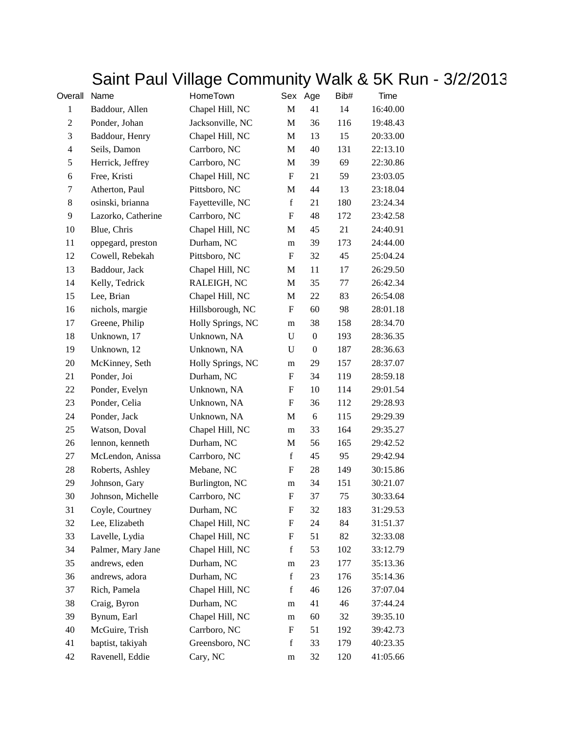# Saint Paul Village Community Walk & 5K Run - 3/2/2013

| Overall | Name | HomeTown | Sex | Age | Bib# | Time |
|---|---|---|---|---|---|---|
| 1 | Baddour, Allen | Chapel Hill, NC | M | 41 | 14 | 16:40.00 |
| 2 | Ponder, Johan | Jacksonville, NC | M | 36 | 116 | 19:48.43 |
| 3 | Baddour, Henry | Chapel Hill, NC | M | 13 | 15 | 20:33.00 |
| 4 | Seils, Damon | Carrboro, NC | M | 40 | 131 | 22:13.10 |
| 5 | Herrick, Jeffrey | Carrboro, NC | M | 39 | 69 | 22:30.86 |
| 6 | Free, Kristi | Chapel Hill, NC | F | 21 | 59 | 23:03.05 |
| 7 | Atherton, Paul | Pittsboro, NC | M | 44 | 13 | 23:18.04 |
| 8 | osinski, brianna | Fayetteville, NC | f | 21 | 180 | 23:24.34 |
| 9 | Lazorko, Catherine | Carrboro, NC | F | 48 | 172 | 23:42.58 |
| 10 | Blue, Chris | Chapel Hill, NC | M | 45 | 21 | 24:40.91 |
| 11 | oppegard, preston | Durham, NC | m | 39 | 173 | 24:44.00 |
| 12 | Cowell, Rebekah | Pittsboro, NC | F | 32 | 45 | 25:04.24 |
| 13 | Baddour, Jack | Chapel Hill, NC | M | 11 | 17 | 26:29.50 |
| 14 | Kelly, Tedrick | RALEIGH, NC | M | 35 | 77 | 26:42.34 |
| 15 | Lee, Brian | Chapel Hill, NC | M | 22 | 83 | 26:54.08 |
| 16 | nichols, margie | Hillsborough, NC | F | 60 | 98 | 28:01.18 |
| 17 | Greene, Philip | Holly Springs, NC | m | 38 | 158 | 28:34.70 |
| 18 | Unknown, 17 | Unknown, NA | U | 0 | 193 | 28:36.35 |
| 19 | Unknown, 12 | Unknown, NA | U | 0 | 187 | 28:36.63 |
| 20 | McKinney, Seth | Holly Springs, NC | m | 29 | 157 | 28:37.07 |
| 21 | Ponder, Joi | Durham, NC | F | 34 | 119 | 28:59.18 |
| 22 | Ponder, Evelyn | Unknown, NA | F | 10 | 114 | 29:01.54 |
| 23 | Ponder, Celia | Unknown, NA | F | 36 | 112 | 29:28.93 |
| 24 | Ponder, Jack | Unknown, NA | M | 6 | 115 | 29:29.39 |
| 25 | Watson, Doval | Chapel Hill, NC | m | 33 | 164 | 29:35.27 |
| 26 | lennon, kenneth | Durham, NC | M | 56 | 165 | 29:42.52 |
| 27 | McLendon, Anissa | Carrboro, NC | f | 45 | 95 | 29:42.94 |
| 28 | Roberts, Ashley | Mebane, NC | F | 28 | 149 | 30:15.86 |
| 29 | Johnson, Gary | Burlington, NC | m | 34 | 151 | 30:21.07 |
| 30 | Johnson, Michelle | Carrboro, NC | F | 37 | 75 | 30:33.64 |
| 31 | Coyle, Courtney | Durham, NC | F | 32 | 183 | 31:29.53 |
| 32 | Lee, Elizabeth | Chapel Hill, NC | F | 24 | 84 | 31:51.37 |
| 33 | Lavelle, Lydia | Chapel Hill, NC | F | 51 | 82 | 32:33.08 |
| 34 | Palmer, Mary Jane | Chapel Hill, NC | f | 53 | 102 | 33:12.79 |
| 35 | andrews, eden | Durham, NC | m | 23 | 177 | 35:13.36 |
| 36 | andrews, adora | Durham, NC | f | 23 | 176 | 35:14.36 |
| 37 | Rich, Pamela | Chapel Hill, NC | f | 46 | 126 | 37:07.04 |
| 38 | Craig, Byron | Durham, NC | m | 41 | 46 | 37:44.24 |
| 39 | Bynum, Earl | Chapel Hill, NC | m | 60 | 32 | 39:35.10 |
| 40 | McGuire, Trish | Carrboro, NC | F | 51 | 192 | 39:42.73 |
| 41 | baptist, takiyah | Greensboro, NC | f | 33 | 179 | 40:23.35 |
| 42 | Ravenell, Eddie | Cary, NC | m | 32 | 120 | 41:05.66 |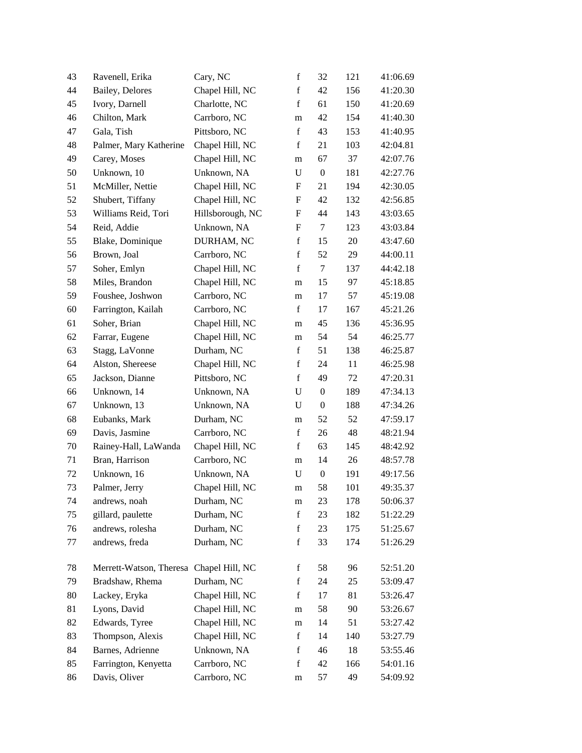| | | | | | | |
|---|---|---|---|---|---|---|
| 43 | Ravenell, Erika | Cary, NC | f | 32 | 121 | 41:06.69 |
| 44 | Bailey, Delores | Chapel Hill, NC | f | 42 | 156 | 41:20.30 |
| 45 | Ivory, Darnell | Charlotte, NC | f | 61 | 150 | 41:20.69 |
| 46 | Chilton, Mark | Carrboro, NC | m | 42 | 154 | 41:40.30 |
| 47 | Gala, Tish | Pittsboro, NC | f | 43 | 153 | 41:40.95 |
| 48 | Palmer, Mary Katherine | Chapel Hill, NC | f | 21 | 103 | 42:04.81 |
| 49 | Carey, Moses | Chapel Hill, NC | m | 67 | 37 | 42:07.76 |
| 50 | Unknown, 10 | Unknown, NA | U | 0 | 181 | 42:27.76 |
| 51 | McMiller, Nettie | Chapel Hill, NC | F | 21 | 194 | 42:30.05 |
| 52 | Shubert, Tiffany | Chapel Hill, NC | F | 42 | 132 | 42:56.85 |
| 53 | Williams Reid, Tori | Hillsborough, NC | F | 44 | 143 | 43:03.65 |
| 54 | Reid, Addie | Unknown, NA | F | 7 | 123 | 43:03.84 |
| 55 | Blake, Dominique | DURHAM, NC | f | 15 | 20 | 43:47.60 |
| 56 | Brown, Joal | Carrboro, NC | f | 52 | 29 | 44:00.11 |
| 57 | Soher, Emlyn | Chapel Hill, NC | f | 7 | 137 | 44:42.18 |
| 58 | Miles, Brandon | Chapel Hill, NC | m | 15 | 97 | 45:18.85 |
| 59 | Foushee, Joshwon | Carrboro, NC | m | 17 | 57 | 45:19.08 |
| 60 | Farrington, Kailah | Carrboro, NC | f | 17 | 167 | 45:21.26 |
| 61 | Soher, Brian | Chapel Hill, NC | m | 45 | 136 | 45:36.95 |
| 62 | Farrar, Eugene | Chapel Hill, NC | m | 54 | 54 | 46:25.77 |
| 63 | Stagg, LaVonne | Durham, NC | f | 51 | 138 | 46:25.87 |
| 64 | Alston, Shereese | Chapel Hill, NC | f | 24 | 11 | 46:25.98 |
| 65 | Jackson, Dianne | Pittsboro, NC | f | 49 | 72 | 47:20.31 |
| 66 | Unknown, 14 | Unknown, NA | U | 0 | 189 | 47:34.13 |
| 67 | Unknown, 13 | Unknown, NA | U | 0 | 188 | 47:34.26 |
| 68 | Eubanks, Mark | Durham, NC | m | 52 | 52 | 47:59.17 |
| 69 | Davis, Jasmine | Carrboro, NC | f | 26 | 48 | 48:21.94 |
| 70 | Rainey-Hall, LaWanda | Chapel Hill, NC | f | 63 | 145 | 48:42.92 |
| 71 | Bran, Harrison | Carrboro, NC | m | 14 | 26 | 48:57.78 |
| 72 | Unknown, 16 | Unknown, NA | U | 0 | 191 | 49:17.56 |
| 73 | Palmer, Jerry | Chapel Hill, NC | m | 58 | 101 | 49:35.37 |
| 74 | andrews, noah | Durham, NC | m | 23 | 178 | 50:06.37 |
| 75 | gillard, paulette | Durham, NC | f | 23 | 182 | 51:22.29 |
| 76 | andrews, rolesha | Durham, NC | f | 23 | 175 | 51:25.67 |
| 77 | andrews, freda | Durham, NC | f | 33 | 174 | 51:26.29 |
| 78 | Merrett-Watson, Theresa | Chapel Hill, NC | f | 58 | 96 | 52:51.20 |
| 79 | Bradshaw, Rhema | Durham, NC | f | 24 | 25 | 53:09.47 |
| 80 | Lackey, Eryka | Chapel Hill, NC | f | 17 | 81 | 53:26.47 |
| 81 | Lyons, David | Chapel Hill, NC | m | 58 | 90 | 53:26.67 |
| 82 | Edwards, Tyree | Chapel Hill, NC | m | 14 | 51 | 53:27.42 |
| 83 | Thompson, Alexis | Chapel Hill, NC | f | 14 | 140 | 53:27.79 |
| 84 | Barnes, Adrienne | Unknown, NA | f | 46 | 18 | 53:55.46 |
| 85 | Farrington, Kenyetta | Carrboro, NC | f | 42 | 166 | 54:01.16 |
| 86 | Davis, Oliver | Carrboro, NC | m | 57 | 49 | 54:09.92 |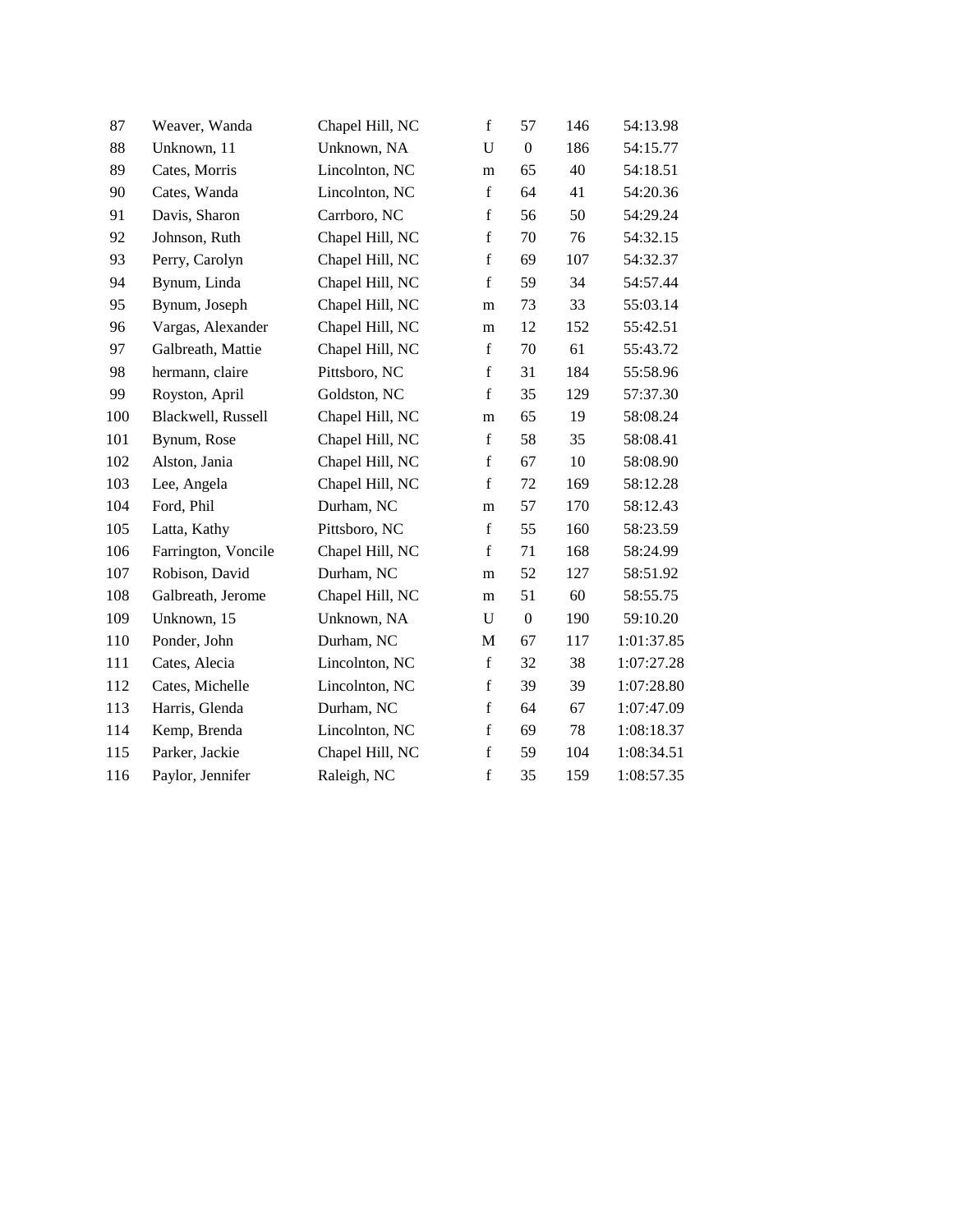| | | | | | | |
|---|---|---|---|---|---|---|
| 87 | Weaver, Wanda | Chapel Hill, NC | f | 57 | 146 | 54:13.98 |
| 88 | Unknown, 11 | Unknown, NA | U | 0 | 186 | 54:15.77 |
| 89 | Cates, Morris | Lincolnton, NC | m | 65 | 40 | 54:18.51 |
| 90 | Cates, Wanda | Lincolnton, NC | f | 64 | 41 | 54:20.36 |
| 91 | Davis, Sharon | Carrboro, NC | f | 56 | 50 | 54:29.24 |
| 92 | Johnson, Ruth | Chapel Hill, NC | f | 70 | 76 | 54:32.15 |
| 93 | Perry, Carolyn | Chapel Hill, NC | f | 69 | 107 | 54:32.37 |
| 94 | Bynum, Linda | Chapel Hill, NC | f | 59 | 34 | 54:57.44 |
| 95 | Bynum, Joseph | Chapel Hill, NC | m | 73 | 33 | 55:03.14 |
| 96 | Vargas, Alexander | Chapel Hill, NC | m | 12 | 152 | 55:42.51 |
| 97 | Galbreath, Mattie | Chapel Hill, NC | f | 70 | 61 | 55:43.72 |
| 98 | hermann, claire | Pittsboro, NC | f | 31 | 184 | 55:58.96 |
| 99 | Royston, April | Goldston, NC | f | 35 | 129 | 57:37.30 |
| 100 | Blackwell, Russell | Chapel Hill, NC | m | 65 | 19 | 58:08.24 |
| 101 | Bynum, Rose | Chapel Hill, NC | f | 58 | 35 | 58:08.41 |
| 102 | Alston, Jania | Chapel Hill, NC | f | 67 | 10 | 58:08.90 |
| 103 | Lee, Angela | Chapel Hill, NC | f | 72 | 169 | 58:12.28 |
| 104 | Ford, Phil | Durham, NC | m | 57 | 170 | 58:12.43 |
| 105 | Latta, Kathy | Pittsboro, NC | f | 55 | 160 | 58:23.59 |
| 106 | Farrington, Voncile | Chapel Hill, NC | f | 71 | 168 | 58:24.99 |
| 107 | Robison, David | Durham, NC | m | 52 | 127 | 58:51.92 |
| 108 | Galbreath, Jerome | Chapel Hill, NC | m | 51 | 60 | 58:55.75 |
| 109 | Unknown, 15 | Unknown, NA | U | 0 | 190 | 59:10.20 |
| 110 | Ponder, John | Durham, NC | M | 67 | 117 | 1:01:37.85 |
| 111 | Cates, Alecia | Lincolnton, NC | f | 32 | 38 | 1:07:27.28 |
| 112 | Cates, Michelle | Lincolnton, NC | f | 39 | 39 | 1:07:28.80 |
| 113 | Harris, Glenda | Durham, NC | f | 64 | 67 | 1:07:47.09 |
| 114 | Kemp, Brenda | Lincolnton, NC | f | 69 | 78 | 1:08:18.37 |
| 115 | Parker, Jackie | Chapel Hill, NC | f | 59 | 104 | 1:08:34.51 |
| 116 | Paylor, Jennifer | Raleigh, NC | f | 35 | 159 | 1:08:57.35 |